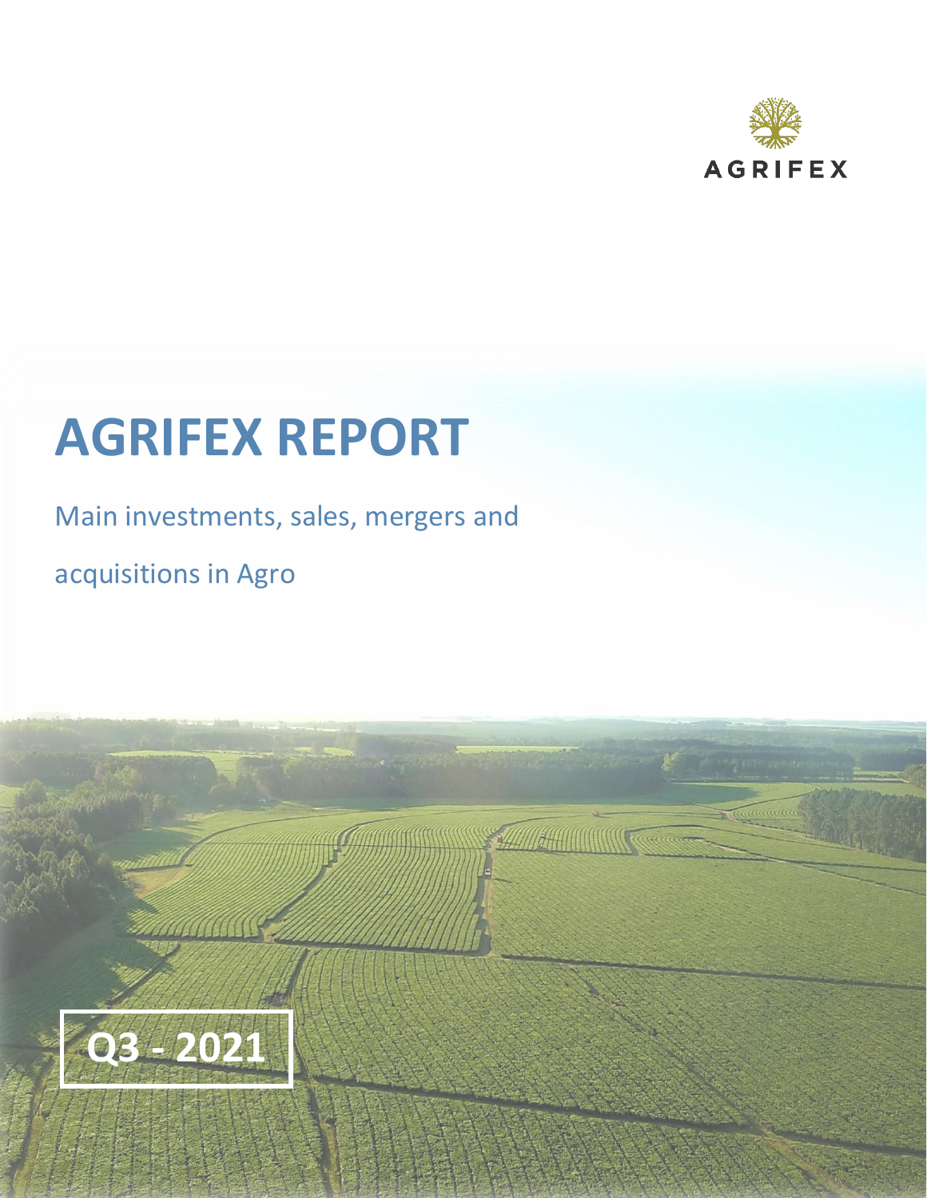AGRIFEX

# AGRIFEX REPORT

Main investments, sales, mergers and acquisitions in Agro

**Q3 - 2021**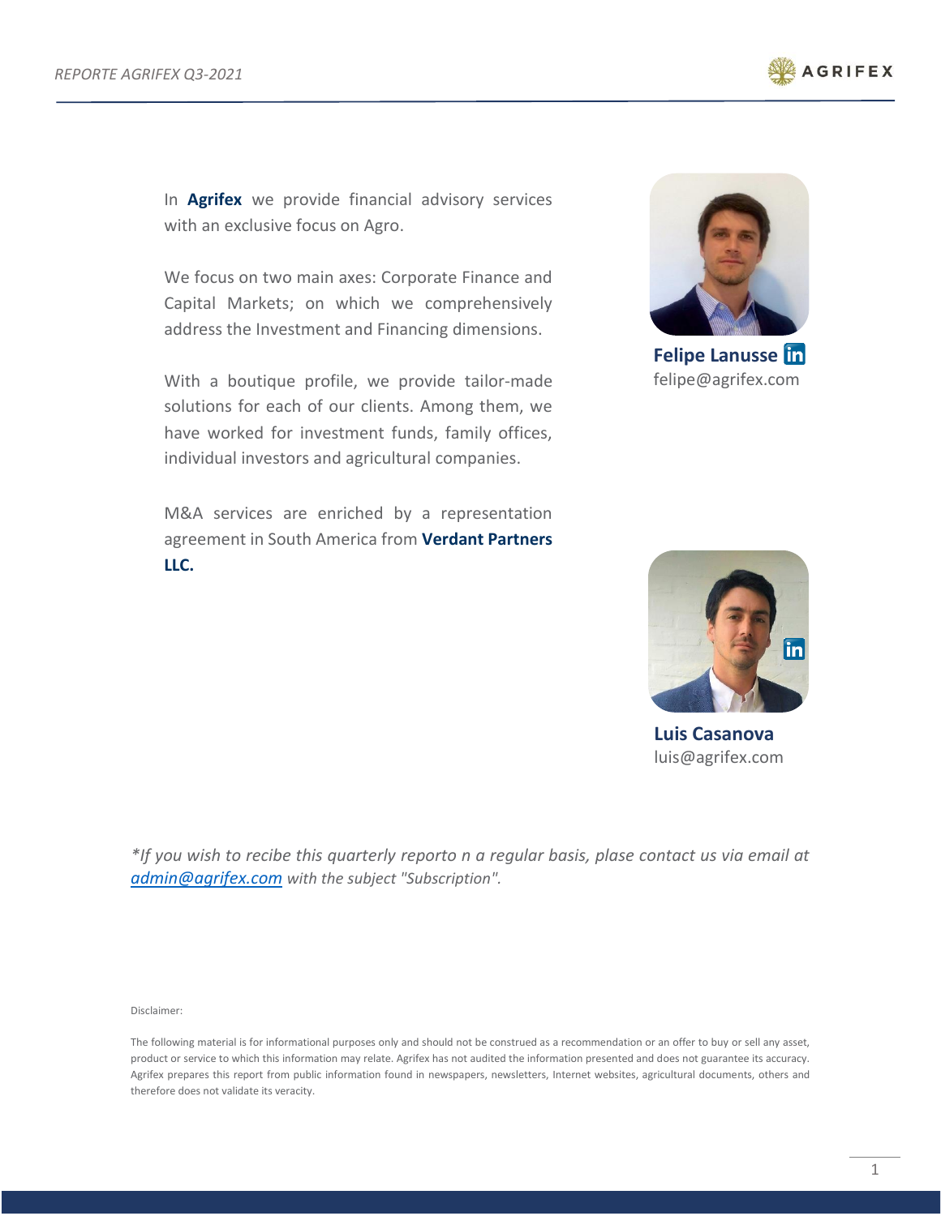In **Agrifex** we provide financial advisory services with an exclusive focus on Agro.

We focus on two main axes: Corporate Finance and Capital Markets; on which we comprehensively address the Investment and Financing dimensions.

With a boutique profile, we provide tailor-made solutions for each of our clients. Among them, we have worked for investment funds, family offices, individual investors and agricultural companies.

M&A services are enriched by a representation agreement in South America from **Verdant Partners LLC.**

**Felipe Lanusse**
felipe@agrifex.com

**Luis Casanova**
luis@agrifex.com

*\*If you wish to recibe this quarterly reporto n a regular basis, plase contact us via email at [admin@agrifex.com](mailto:admin@agrifex.com) with the subject "Subscription".*

Disclaimer:

The following material is for informational purposes only and should not be construed as a recommendation or an offer to buy or sell any asset, product or service to which this information may relate. Agrifex has not audited the information presented and does not guarantee its accuracy. Agrifex prepares this report from public information found in newspapers, newsletters, Internet websites, agricultural documents, others and therefore does not validate its veracity.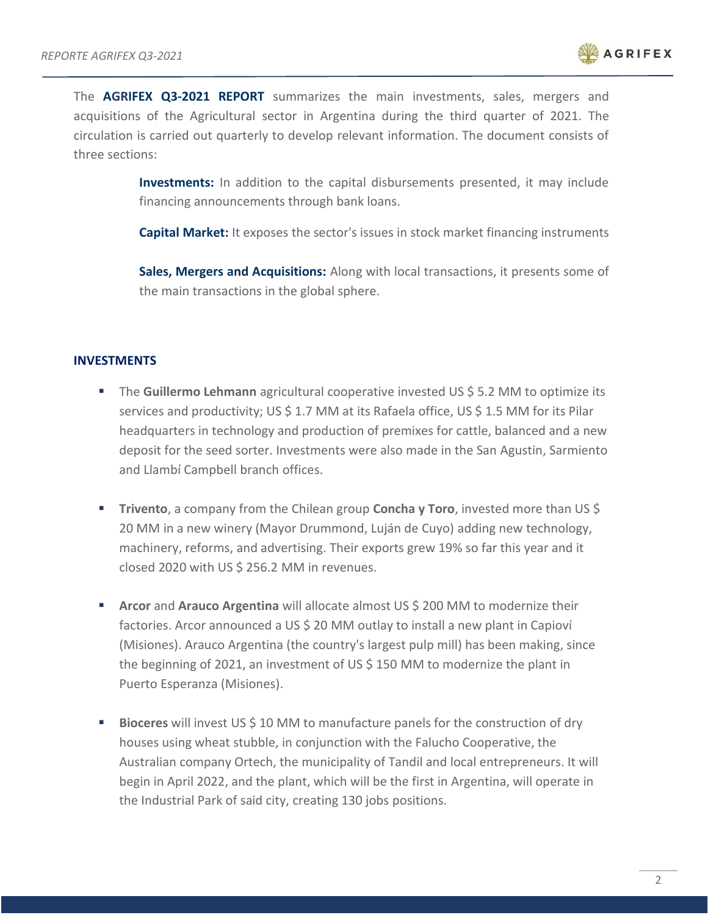The **AGRIFEX Q3-2021 REPORT** summarizes the main investments, sales, mergers and acquisitions of the Agricultural sector in Argentina during the third quarter of 2021. The circulation is carried out quarterly to develop relevant information. The document consists of three sections:

**Investments:** In addition to the capital disbursements presented, it may include financing announcements through bank loans.

**Capital Market:** It exposes the sector's issues in stock market financing instruments

**Sales, Mergers and Acquisitions:** Along with local transactions, it presents some of the main transactions in the global sphere.

## INVESTMENTS

- The **Guillermo Lehmann** agricultural cooperative invested US $ 5.2 MM to optimize its services and productivity; US $ 1.7 MM at its Rafaela office, US $ 1.5 MM for its Pilar headquarters in technology and production of premixes for cattle, balanced and a new deposit for the seed sorter. Investments were also made in the San Agustin, Sarmiento and Llambí Campbell branch offices.

- **Trivento**, a company from the Chilean group **Concha y Toro**, invested more than US $ 20 MM in a new winery (Mayor Drummond, Luján de Cuyo) adding new technology, machinery, reforms, and advertising. Their exports grew 19% so far this year and it closed 2020 with US $ 256.2 MM in revenues.

- **Arcor** and **Arauco Argentina** will allocate almost US $ 200 MM to modernize their factories. Arcor announced a US $ 20 MM outlay to install a new plant in Capioví (Misiones). Arauco Argentina (the country's largest pulp mill) has been making, since the beginning of 2021, an investment of US $ 150 MM to modernize the plant in Puerto Esperanza (Misiones).

- **Bioceres** will invest US $ 10 MM to manufacture panels for the construction of dry houses using wheat stubble, in conjunction with the Falucho Cooperative, the Australian company Ortech, the municipality of Tandil and local entrepreneurs. It will begin in April 2022, and the plant, which will be the first in Argentina, will operate in the Industrial Park of said city, creating 130 jobs positions.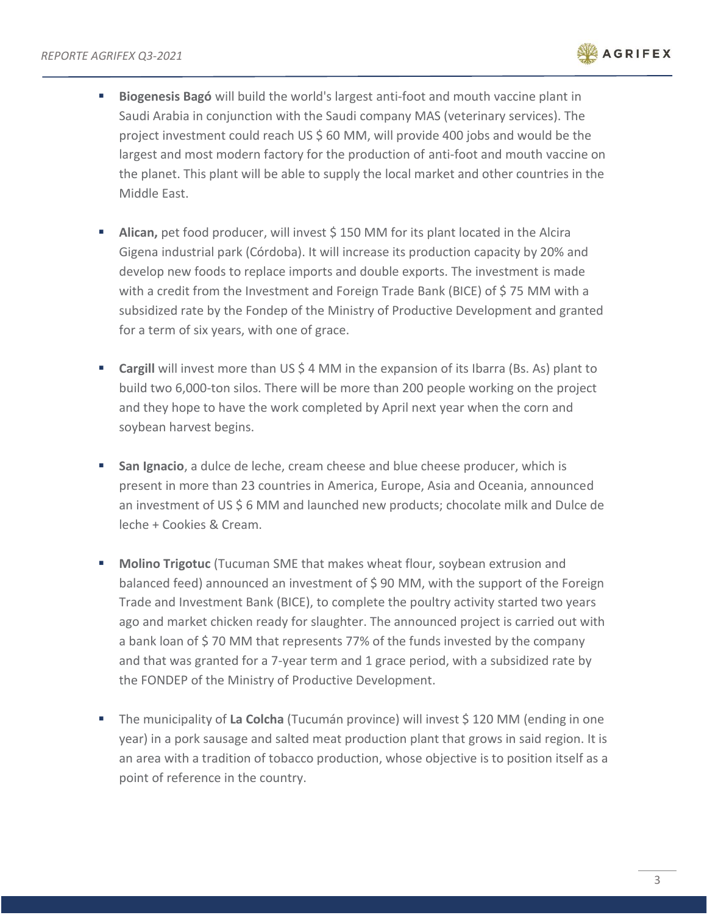- **Biogenesis Bagó** will build the world's largest anti-foot and mouth vaccine plant in Saudi Arabia in conjunction with the Saudi company MAS (veterinary services). The project investment could reach US $ 60 MM, will provide 400 jobs and would be the largest and most modern factory for the production of anti-foot and mouth vaccine on the planet. This plant will be able to supply the local market and other countries in the Middle East.

- **Alican,** pet food producer, will invest $ 150 MM for its plant located in the Alcira Gigena industrial park (Córdoba). It will increase its production capacity by 20% and develop new foods to replace imports and double exports. The investment is made with a credit from the Investment and Foreign Trade Bank (BICE) of $ 75 MM with a subsidized rate by the Fondep of the Ministry of Productive Development and granted for a term of six years, with one of grace.

- **Cargill** will invest more than US $ 4 MM in the expansion of its Ibarra (Bs. As) plant to build two 6,000-ton silos. There will be more than 200 people working on the project and they hope to have the work completed by April next year when the corn and soybean harvest begins.

- **San Ignacio**, a dulce de leche, cream cheese and blue cheese producer, which is present in more than 23 countries in America, Europe, Asia and Oceania, announced an investment of US $ 6 MM and launched new products; chocolate milk and Dulce de leche + Cookies & Cream.

- **Molino Trigotuc** (Tucuman SME that makes wheat flour, soybean extrusion and balanced feed) announced an investment of $ 90 MM, with the support of the Foreign Trade and Investment Bank (BICE), to complete the poultry activity started two years ago and market chicken ready for slaughter. The announced project is carried out with a bank loan of $ 70 MM that represents 77% of the funds invested by the company and that was granted for a 7-year term and 1 grace period, with a subsidized rate by the FONDEP of the Ministry of Productive Development.

- The municipality of **La Colcha** (Tucumán province) will invest $ 120 MM (ending in one year) in a pork sausage and salted meat production plant that grows in said region. It is an area with a tradition of tobacco production, whose objective is to position itself as a point of reference in the country.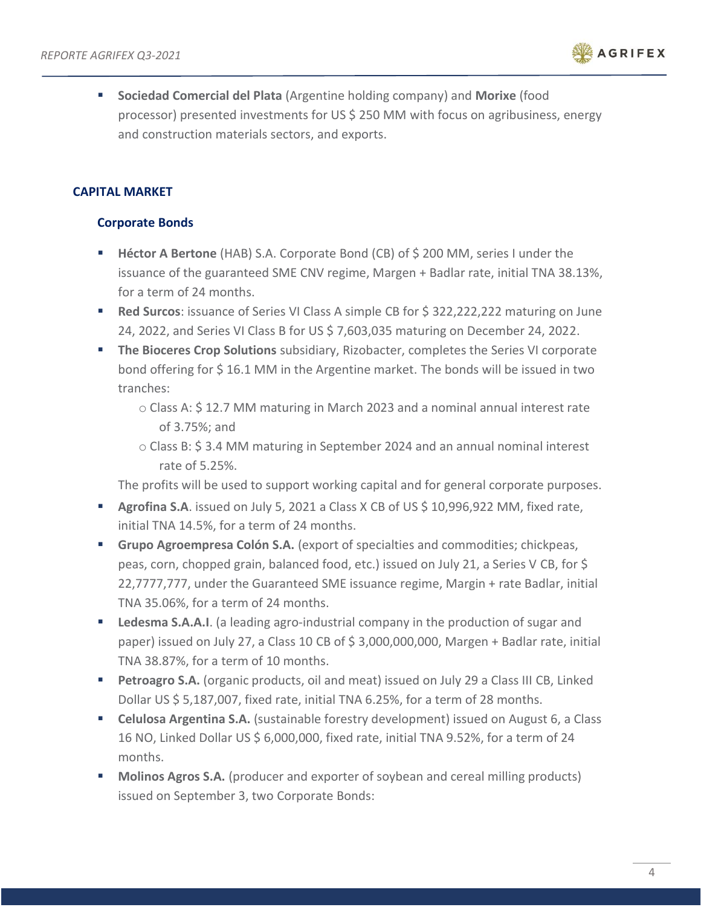- **Sociedad Comercial del Plata** (Argentine holding company) and **Morixe** (food processor) presented investments for US $ 250 MM with focus on agribusiness, energy and construction materials sectors, and exports.

## CAPITAL MARKET

### Corporate Bonds

- **Héctor A Bertone** (HAB) S.A. Corporate Bond (CB) of $ 200 MM, series I under the issuance of the guaranteed SME CNV regime, Margen + Badlar rate, initial TNA 38.13%, for a term of 24 months.
- **Red Surcos**: issuance of Series VI Class A simple CB for $ 322,222,222 maturing on June 24, 2022, and Series VI Class B for US $ 7,603,035 maturing on December 24, 2022.
- **The Bioceres Crop Solutions** subsidiary, Rizobacter, completes the Series VI corporate bond offering for $ 16.1 MM in the Argentine market. The bonds will be issued in two tranches:
  - Class A: $ 12.7 MM maturing in March 2023 and a nominal annual interest rate of 3.75%; and
  - Class B: $ 3.4 MM maturing in September 2024 and an annual nominal interest rate of 5.25%.

  The profits will be used to support working capital and for general corporate purposes.
- **Agrofina S.A**. issued on July 5, 2021 a Class X CB of US $ 10,996,922 MM, fixed rate, initial TNA 14.5%, for a term of 24 months.
- **Grupo Agroempresa Colón S.A.** (export of specialties and commodities; chickpeas, peas, corn, chopped grain, balanced food, etc.) issued on July 21, a Series V CB, for $ 22,7777,777, under the Guaranteed SME issuance regime, Margin + rate Badlar, initial TNA 35.06%, for a term of 24 months.
- **Ledesma S.A.A.I**. (a leading agro-industrial company in the production of sugar and paper) issued on July 27, a Class 10 CB of $ 3,000,000,000, Margen + Badlar rate, initial TNA 38.87%, for a term of 10 months.
- **Petroagro S.A.** (organic products, oil and meat) issued on July 29 a Class III CB, Linked Dollar US $ 5,187,007, fixed rate, initial TNA 6.25%, for a term of 28 months.
- **Celulosa Argentina S.A.** (sustainable forestry development) issued on August 6, a Class 16 NO, Linked Dollar US $ 6,000,000, fixed rate, initial TNA 9.52%, for a term of 24 months.
- **Molinos Agros S.A.** (producer and exporter of soybean and cereal milling products) issued on September 3, two Corporate Bonds: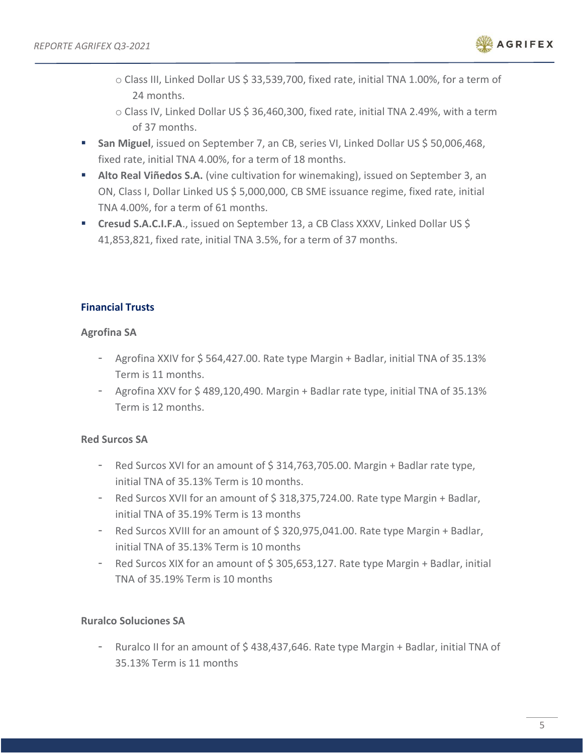- Class III, Linked Dollar US $ 33,539,700, fixed rate, initial TNA 1.00%, for a term of 24 months.
  - Class IV, Linked Dollar US $ 36,460,300, fixed rate, initial TNA 2.49%, with a term of 37 months.
- **San Miguel**, issued on September 7, an CB, series VI, Linked Dollar US $ 50,006,468, fixed rate, initial TNA 4.00%, for a term of 18 months.
- **Alto Real Viñedos S.A.** (vine cultivation for winemaking), issued on September 3, an ON, Class I, Dollar Linked US $ 5,000,000, CB SME issuance regime, fixed rate, initial TNA 4.00%, for a term of 61 months.
- **Cresud S.A.C.I.F.A**., issued on September 13, a CB Class XXXV, Linked Dollar US $ 41,853,821, fixed rate, initial TNA 3.5%, for a term of 37 months.

### Financial Trusts

**Agrofina SA**

- Agrofina XXIV for $ 564,427.00. Rate type Margin + Badlar, initial TNA of 35.13% Term is 11 months.
- Agrofina XXV for $ 489,120,490. Margin + Badlar rate type, initial TNA of 35.13% Term is 12 months.

**Red Surcos SA**

- Red Surcos XVI for an amount of $ 314,763,705.00. Margin + Badlar rate type, initial TNA of 35.13% Term is 10 months.
- Red Surcos XVII for an amount of $ 318,375,724.00. Rate type Margin + Badlar, initial TNA of 35.19% Term is 13 months
- Red Surcos XVIII for an amount of $ 320,975,041.00. Rate type Margin + Badlar, initial TNA of 35.13% Term is 10 months
- Red Surcos XIX for an amount of $ 305,653,127. Rate type Margin + Badlar, initial TNA of 35.19% Term is 10 months

**Ruralco Soluciones SA**

- Ruralco II for an amount of $ 438,437,646. Rate type Margin + Badlar, initial TNA of 35.13% Term is 11 months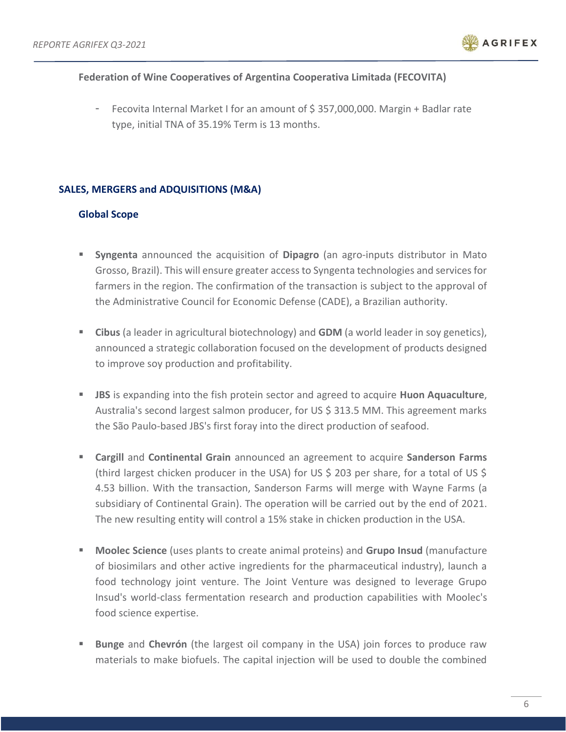**Federation of Wine Cooperatives of Argentina Cooperativa Limitada (FECOVITA)**

- Fecovita Internal Market I for an amount of $ 357,000,000. Margin + Badlar rate type, initial TNA of 35.19% Term is 13 months.

## SALES, MERGERS and ADQUISITIONS (M&A)

### Global Scope

- **Syngenta** announced the acquisition of **Dipagro** (an agro-inputs distributor in Mato Grosso, Brazil). This will ensure greater access to Syngenta technologies and services for farmers in the region. The confirmation of the transaction is subject to the approval of the Administrative Council for Economic Defense (CADE), a Brazilian authority.

- **Cibus** (a leader in agricultural biotechnology) and **GDM** (a world leader in soy genetics), announced a strategic collaboration focused on the development of products designed to improve soy production and profitability.

- **JBS** is expanding into the fish protein sector and agreed to acquire **Huon Aquaculture**, Australia's second largest salmon producer, for US $ 313.5 MM. This agreement marks the São Paulo-based JBS's first foray into the direct production of seafood.

- **Cargill** and **Continental Grain** announced an agreement to acquire **Sanderson Farms** (third largest chicken producer in the USA) for US $ 203 per share, for a total of US $ 4.53 billion. With the transaction, Sanderson Farms will merge with Wayne Farms (a subsidiary of Continental Grain). The operation will be carried out by the end of 2021. The new resulting entity will control a 15% stake in chicken production in the USA.

- **Moolec Science** (uses plants to create animal proteins) and **Grupo Insud** (manufacture of biosimilars and other active ingredients for the pharmaceutical industry), launch a food technology joint venture. The Joint Venture was designed to leverage Grupo Insud's world-class fermentation research and production capabilities with Moolec's food science expertise.

- **Bunge** and **Chevrón** (the largest oil company in the USA) join forces to produce raw materials to make biofuels. The capital injection will be used to double the combined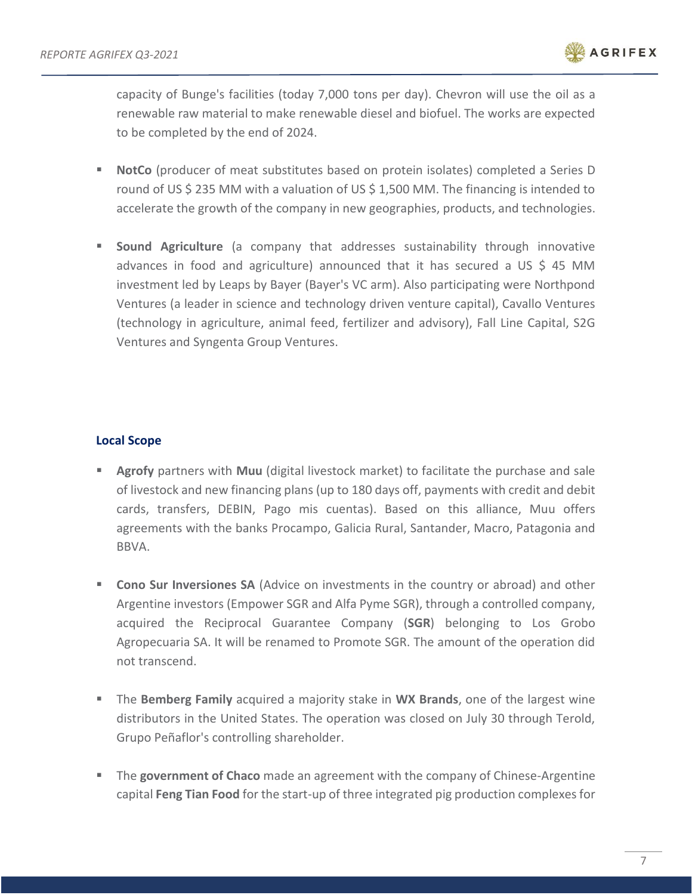capacity of Bunge's facilities (today 7,000 tons per day). Chevron will use the oil as a renewable raw material to make renewable diesel and biofuel. The works are expected to be completed by the end of 2024.

- **NotCo** (producer of meat substitutes based on protein isolates) completed a Series D round of US $ 235 MM with a valuation of US $ 1,500 MM. The financing is intended to accelerate the growth of the company in new geographies, products, and technologies.

- **Sound Agriculture** (a company that addresses sustainability through innovative advances in food and agriculture) announced that it has secured a US $ 45 MM investment led by Leaps by Bayer (Bayer's VC arm). Also participating were Northpond Ventures (a leader in science and technology driven venture capital), Cavallo Ventures (technology in agriculture, animal feed, fertilizer and advisory), Fall Line Capital, S2G Ventures and Syngenta Group Ventures.

### Local Scope

- **Agrofy** partners with **Muu** (digital livestock market) to facilitate the purchase and sale of livestock and new financing plans (up to 180 days off, payments with credit and debit cards, transfers, DEBIN, Pago mis cuentas). Based on this alliance, Muu offers agreements with the banks Procampo, Galicia Rural, Santander, Macro, Patagonia and BBVA.

- **Cono Sur Inversiones SA** (Advice on investments in the country or abroad) and other Argentine investors (Empower SGR and Alfa Pyme SGR), through a controlled company, acquired the Reciprocal Guarantee Company (**SGR**) belonging to Los Grobo Agropecuaria SA. It will be renamed to Promote SGR. The amount of the operation did not transcend.

- The **Bemberg Family** acquired a majority stake in **WX Brands**, one of the largest wine distributors in the United States. The operation was closed on July 30 through Terold, Grupo Peñaflor's controlling shareholder.

- The **government of Chaco** made an agreement with the company of Chinese-Argentine capital **Feng Tian Food** for the start-up of three integrated pig production complexes for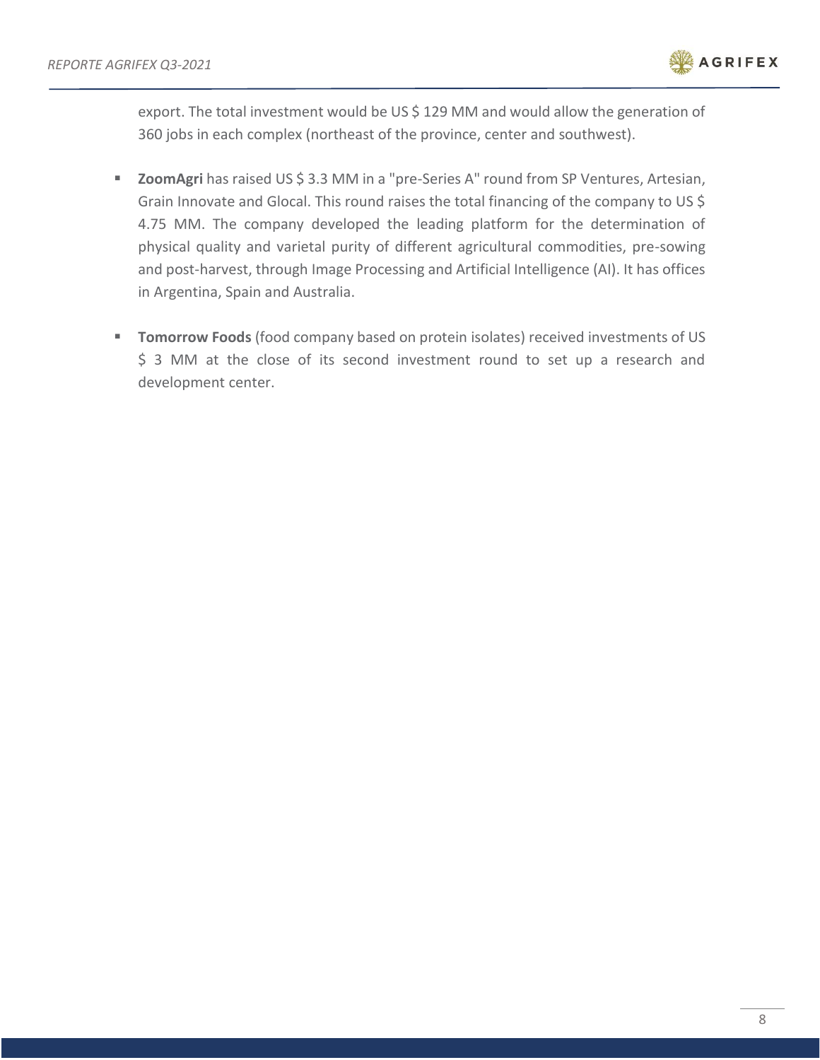export. The total investment would be US $ 129 MM and would allow the generation of 360 jobs in each complex (northeast of the province, center and southwest).

- **ZoomAgri** has raised US $ 3.3 MM in a "pre-Series A" round from SP Ventures, Artesian, Grain Innovate and Glocal. This round raises the total financing of the company to US $ 4.75 MM. The company developed the leading platform for the determination of physical quality and varietal purity of different agricultural commodities, pre-sowing and post-harvest, through Image Processing and Artificial Intelligence (AI). It has offices in Argentina, Spain and Australia.

- **Tomorrow Foods** (food company based on protein isolates) received investments of US $ 3 MM at the close of its second investment round to set up a research and development center.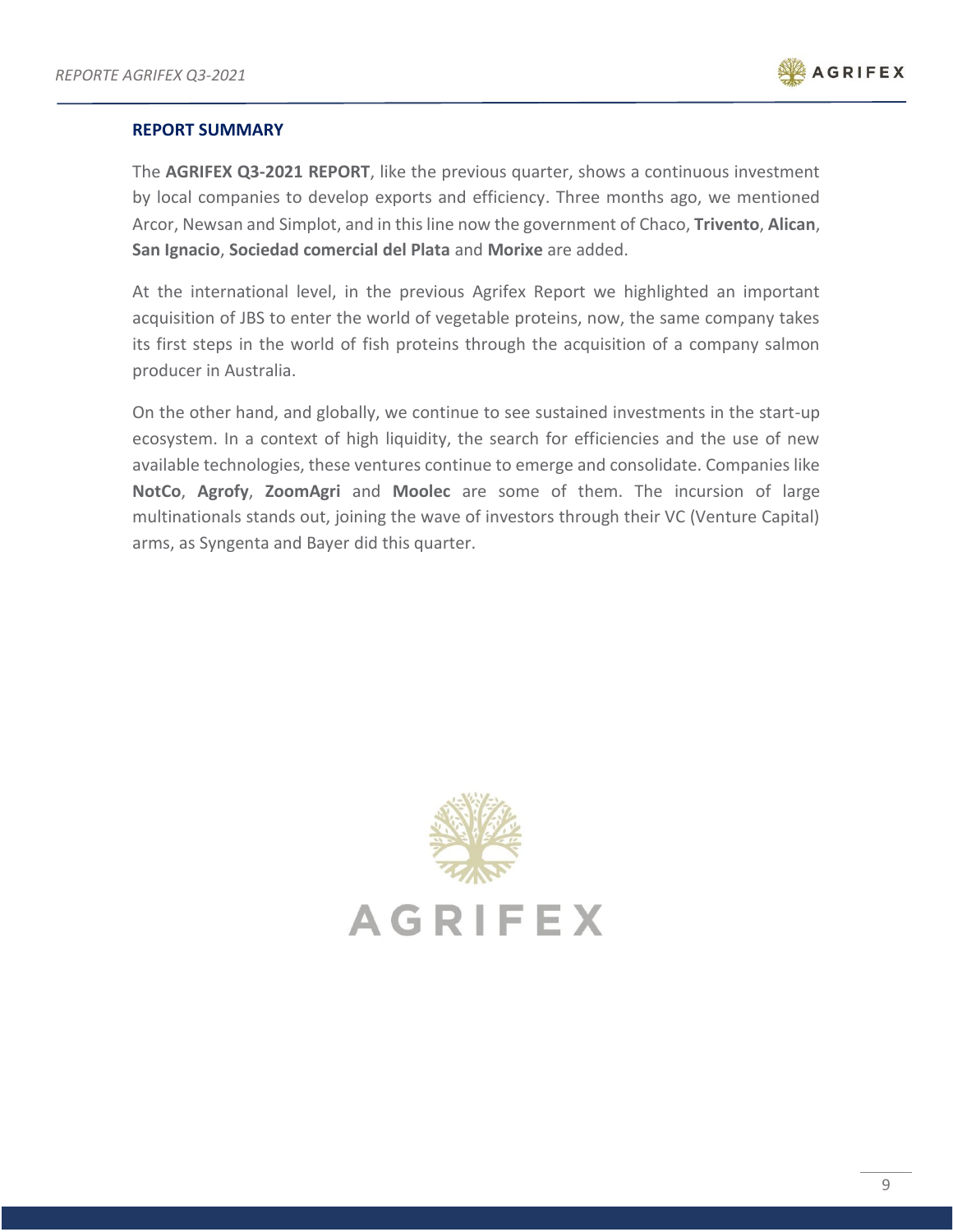## REPORT SUMMARY

The **AGRIFEX Q3-2021 REPORT**, like the previous quarter, shows a continuous investment by local companies to develop exports and efficiency. Three months ago, we mentioned Arcor, Newsan and Simplot, and in this line now the government of Chaco, **Trivento**, **Alican**, **San Ignacio**, **Sociedad comercial del Plata** and **Morixe** are added.

At the international level, in the previous Agrifex Report we highlighted an important acquisition of JBS to enter the world of vegetable proteins, now, the same company takes its first steps in the world of fish proteins through the acquisition of a company salmon producer in Australia.

On the other hand, and globally, we continue to see sustained investments in the start-up ecosystem. In a context of high liquidity, the search for efficiencies and the use of new available technologies, these ventures continue to emerge and consolidate. Companies like **NotCo**, **Agrofy**, **ZoomAgri** and **Moolec** are some of them. The incursion of large multinationals stands out, joining the wave of investors through their VC (Venture Capital) arms, as Syngenta and Bayer did this quarter.

AGRIFEX